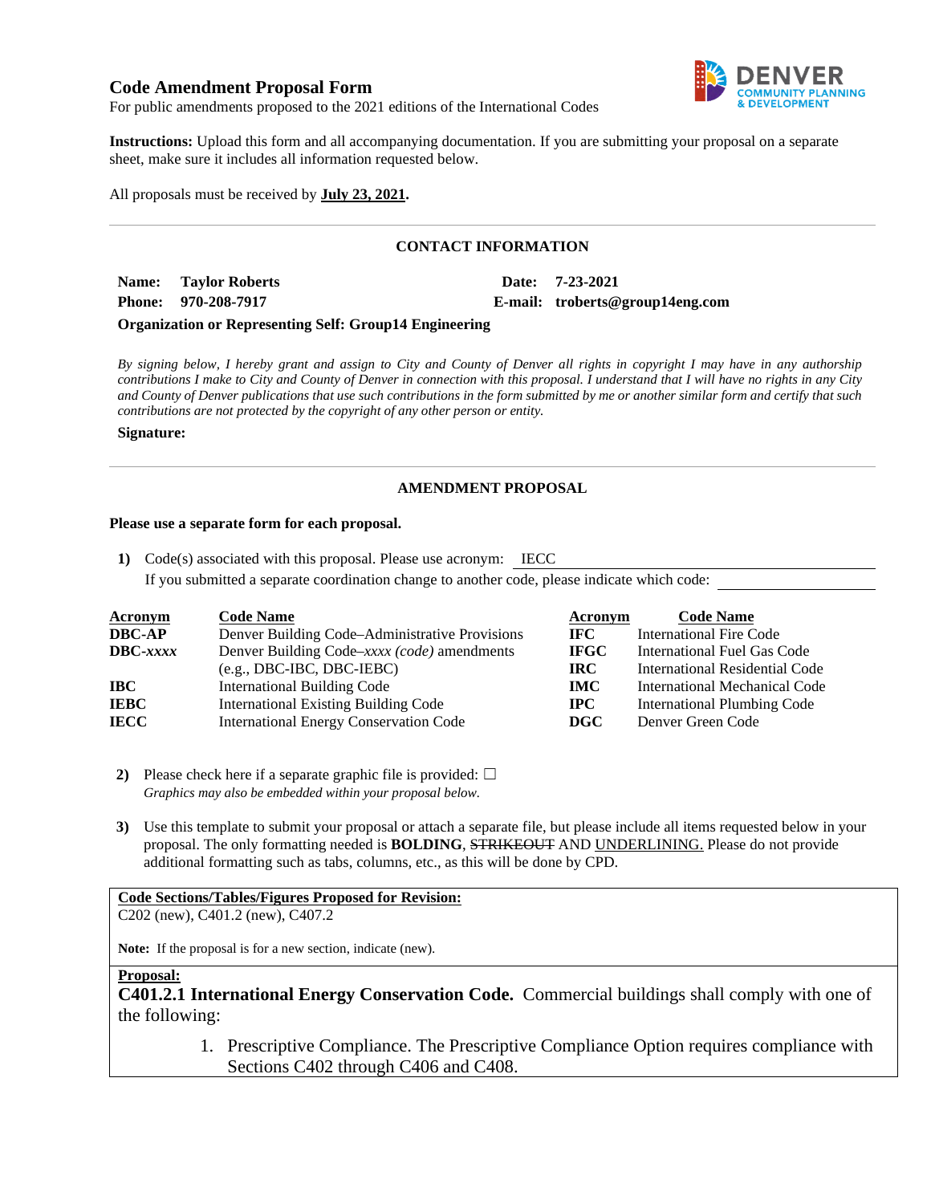# Code Amendment Proposal Form

For public amendments proposed to the 2021 editions of the International Codes

**Instructions:** Upload this form and all accompanying documentation. If you are submitting your proposal on a separate sheet, make sure it includes all information requested below.

All proposals must be received by **July 23, 2021.**

## CONTACT INFORMATION

**Name: Taylor Roberts**

**Date: 7-23-2021**

**Phone: 970-208-7917**

**E-mail: troberts@group14eng.com**

**Organization or Representing Self: Group14 Engineering**

*By signing below, I hereby grant and assign to City and County of Denver all rights in copyright I may have in any authorship contributions I make to City and County of Denver in connection with this proposal. I understand that I will have no rights in any City and County of Denver publications that use such contributions in the form submitted by me or another similar form and certify that such contributions are not protected by the copyright of any other person or entity.*

**Signature:**

## AMENDMENT PROPOSAL

**Please use a separate form for each proposal.**

**1)** Code(s) associated with this proposal. Please use acronym: IECC

If you submitted a separate coordination change to another code, please indicate which code:

| Acronym | Code Name | Acronym | Code Name |
|---|---|---|---|
| **DBC-AP** | Denver Building Code–Administrative Provisions | **IFC** | International Fire Code |
| **DBC-*xxxx*** | Denver Building Code–*xxxx (code)* amendments (e.g., DBC-IBC, DBC-IEBC) | **IFGC** | International Fuel Gas Code |
| **IBC** | International Building Code | **IRC** | International Residential Code |
| **IEBC** | International Existing Building Code | **IMC** | International Mechanical Code |
| **IECC** | International Energy Conservation Code | **IPC** | International Plumbing Code |
| | | **DGC** | Denver Green Code |

**2)** Please check here if a separate graphic file is provided: ☐

*Graphics may also be embedded within your proposal below.*

**3)** Use this template to submit your proposal or attach a separate file, but please include all items requested below in your proposal. The only formatting needed is **BOLDING**, ~~STRIKEOUT~~ AND <u>UNDERLINING.</u> Please do not provide additional formatting such as tabs, columns, etc., as this will be done by CPD.

**Code Sections/Tables/Figures Proposed for Revision:**

C202 (new), C401.2 (new), C407.2

**Note:** If the proposal is for a new section, indicate (new).

**Proposal:**

**C401.2.1 International Energy Conservation Code.** Commercial buildings shall comply with one of the following:

1. Prescriptive Compliance. The Prescriptive Compliance Option requires compliance with Sections C402 through C406 and C408.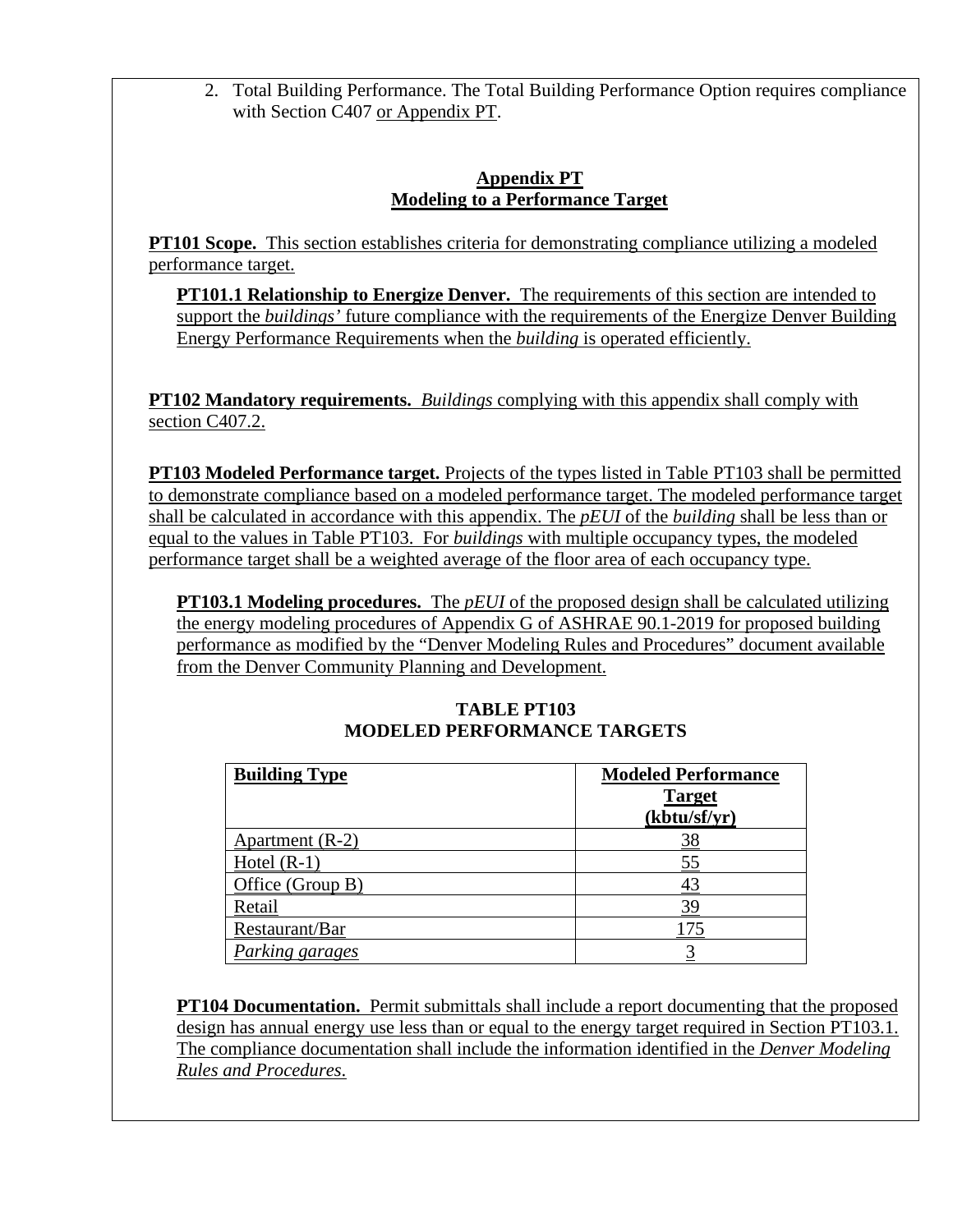2. Total Building Performance. The Total Building Performance Option requires compliance with Section C407 or Appendix PT.

## Appendix PT
## Modeling to a Performance Target

**PT101 Scope.** This section establishes criteria for demonstrating compliance utilizing a modeled performance target.

**PT101.1 Relationship to Energize Denver.** The requirements of this section are intended to support the *buildings'* future compliance with the requirements of the Energize Denver Building Energy Performance Requirements when the *building* is operated efficiently.

**PT102 Mandatory requirements.** *Buildings* complying with this appendix shall comply with section C407.2.

**PT103 Modeled Performance target.** Projects of the types listed in Table PT103 shall be permitted to demonstrate compliance based on a modeled performance target. The modeled performance target shall be calculated in accordance with this appendix. The *pEUI* of the *building* shall be less than or equal to the values in Table PT103. For *buildings* with multiple occupancy types, the modeled performance target shall be a weighted average of the floor area of each occupancy type.

**PT103.1 Modeling procedures.** The *pEUI* of the proposed design shall be calculated utilizing the energy modeling procedures of Appendix G of ASHRAE 90.1-2019 for proposed building performance as modified by the "Denver Modeling Rules and Procedures" document available from the Denver Community Planning and Development.

**TABLE PT103**
**MODELED PERFORMANCE TARGETS**

| Building Type | Modeled Performance Target (kbtu/sf/yr) |
|---|---|
| Apartment (R-2) | 38 |
| Hotel (R-1) | 55 |
| Office (Group B) | 43 |
| Retail | 39 |
| Restaurant/Bar | 175 |
| *Parking garages* | 3 |

**PT104 Documentation.** Permit submittals shall include a report documenting that the proposed design has annual energy use less than or equal to the energy target required in Section PT103.1. The compliance documentation shall include the information identified in the *Denver Modeling Rules and Procedures*.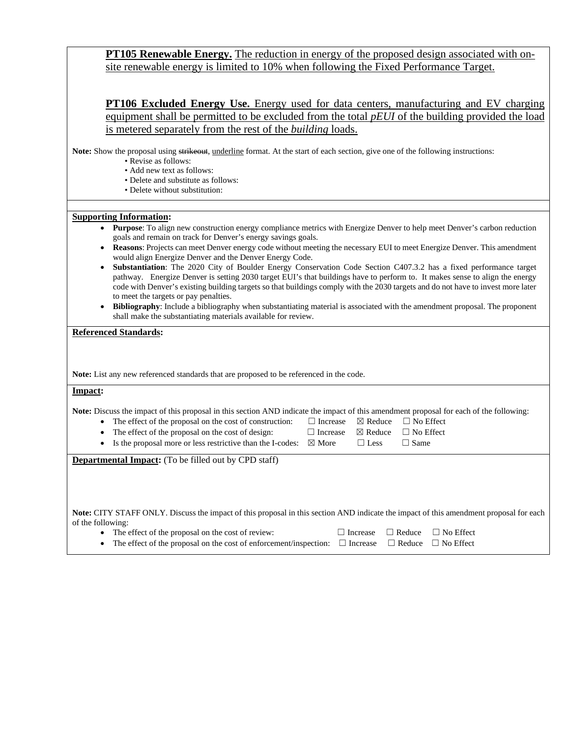**PT105 Renewable Energy.** The reduction in energy of the proposed design associated with on-site renewable energy is limited to 10% when following the Fixed Performance Target.

**PT106 Excluded Energy Use.** Energy used for data centers, manufacturing and EV charging equipment shall be permitted to be excluded from the total *pEUI* of the building provided the load is metered separately from the rest of the *building* loads.

**Note:** Show the proposal using ~~strikeout~~, underline format. At the start of each section, give one of the following instructions:

- Revise as follows:
- Add new text as follows:
- Delete and substitute as follows:
- Delete without substitution:

**Supporting Information:**

- **Purpose**: To align new construction energy compliance metrics with Energize Denver to help meet Denver's carbon reduction goals and remain on track for Denver's energy savings goals.
- **Reasons**: Projects can meet Denver energy code without meeting the necessary EUI to meet Energize Denver. This amendment would align Energize Denver and the Denver Energy Code.
- **Substantiation**: The 2020 City of Boulder Energy Conservation Code Section C407.3.2 has a fixed performance target pathway. Energize Denver is setting 2030 target EUI's that buildings have to perform to. It makes sense to align the energy code with Denver's existing building targets so that buildings comply with the 2030 targets and do not have to invest more later to meet the targets or pay penalties.
- **Bibliography**: Include a bibliography when substantiating material is associated with the amendment proposal. The proponent shall make the substantiating materials available for review.

**Referenced Standards:**

**Note:** List any new referenced standards that are proposed to be referenced in the code.

**Impact:**

**Note:** Discuss the impact of this proposal in this section AND indicate the impact of this amendment proposal for each of the following:

- The effect of the proposal on the cost of construction: ☐ Increase ☒ Reduce ☐ No Effect
- The effect of the proposal on the cost of design: ☐ Increase ☒ Reduce ☐ No Effect
- Is the proposal more or less restrictive than the I-codes: ☒ More ☐ Less ☐ Same

**Departmental Impact:** (To be filled out by CPD staff)

**Note:** CITY STAFF ONLY. Discuss the impact of this proposal in this section AND indicate the impact of this amendment proposal for each of the following:

- The effect of the proposal on the cost of review: ☐ Increase ☐ Reduce ☐ No Effect
- The effect of the proposal on the cost of enforcement/inspection: ☐ Increase ☐ Reduce ☐ No Effect